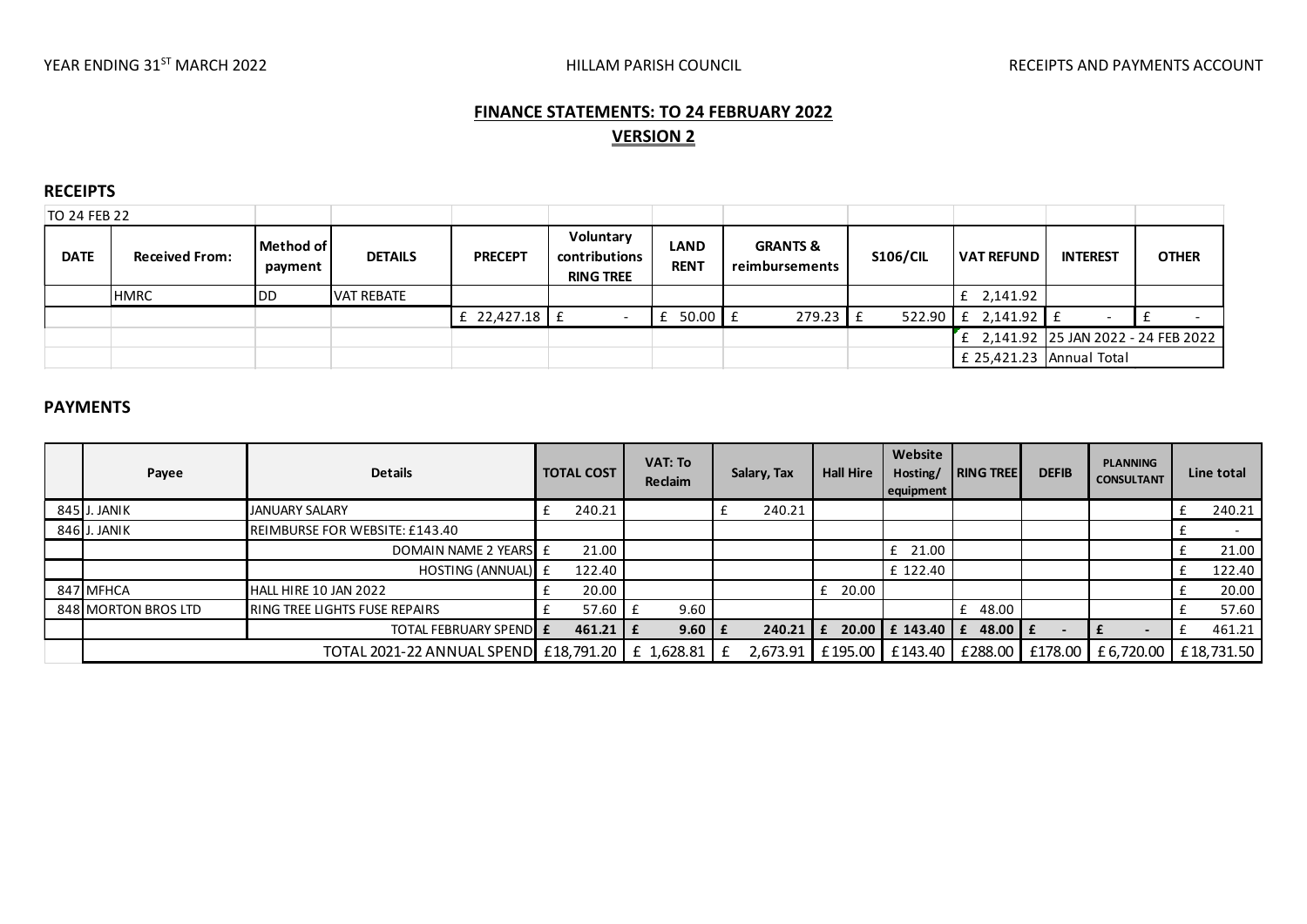YEAR ENDING 31ST MARCH 2022 — HILLAM PARISH COUNCIL — RECEIPTS AND PAYMENTS ACCOUNT

## FINANCE STATEMENTS: TO 24 FEBRUARY 2022

## VERSION 2

### RECEIPTS

| TO 24 FEB 22 | | | | | | | | | | | |
|---|---|---|---|---|---|---|---|---|---|---|---|
| **DATE** | **Received From:** | **Method of payment** | **DETAILS** | **PRECEPT** | **Voluntary contributions RING TREE** | **LAND RENT** | **GRANTS & reimbursements** | **S106/CIL** | **VAT REFUND** | **INTEREST** | **OTHER** |
| | HMRC | DD | VAT REBATE | | | | | | £ 2,141.92 | | |
| | | | | £ 22,427.18 | £ - | £ 50.00 | £ 279.23 | £ 522.90 | £ 2,141.92 | £ - | £ - |
| | | | | | | | | | £ 2,141.92 | 25 JAN 2022 - 24 FEB 2022 | |
| | | | | | | | | | £ 25,421.23 | Annual Total | |

### PAYMENTS

| | Payee | Details | TOTAL COST | VAT: To Reclaim | Salary, Tax | Hall Hire | Website Hosting/ equipment | RING TREE | DEFIB | PLANNING CONSULTANT | Line total |
|---|---|---|---|---|---|---|---|---|---|---|---|
| 845 | J. JANIK | JANUARY SALARY | £ 240.21 | | £ 240.21 | | | | | | £ 240.21 |
| 846 | J. JANIK | REIMBURSE FOR WEBSITE: £143.40 | | | | | | | | | £ - |
| | | DOMAIN NAME 2 YEARS | £ 21.00 | | | | £ 21.00 | | | | £ 21.00 |
| | | HOSTING (ANNUAL) | £ 122.40 | | | | £ 122.40 | | | | £ 122.40 |
| 847 | MFHCA | HALL HIRE 10 JAN 2022 | £ 20.00 | | | £ 20.00 | | | | | £ 20.00 |
| 848 | MORTON BROS LTD | RING TREE LIGHTS FUSE REPAIRS | £ 57.60 | £ 9.60 | | | | £ 48.00 | | | £ 57.60 |
| | | TOTAL FEBRUARY SPEND | £ 461.21 | £ 9.60 | £ 240.21 | £ 20.00 | £ 143.40 | £ 48.00 | £ - | £ - | £ 461.21 |
| | TOTAL 2021-22 ANNUAL SPEND | | £18,791.20 | £ 1,628.81 | £ 2,673.91 | £195.00 | £143.40 | £288.00 | £178.00 | £ 6,720.00 | £18,731.50 |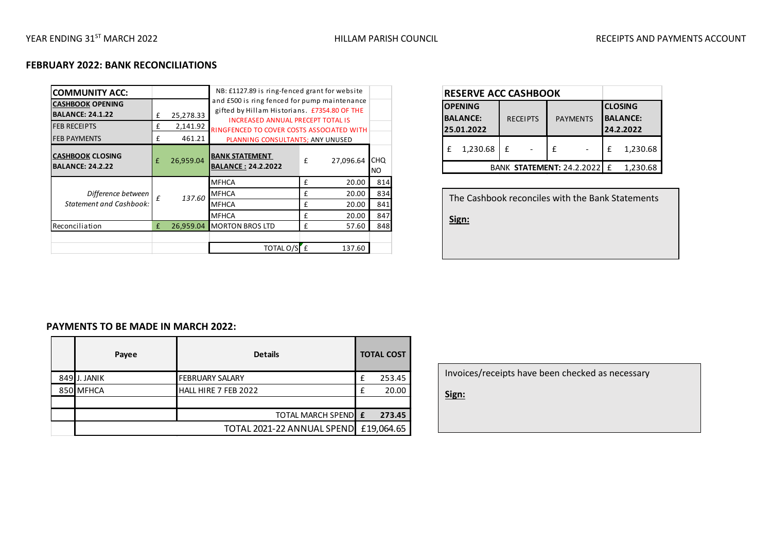YEAR ENDING 31ST MARCH 2022 HILLAM PARISH COUNCIL RECEIPTS AND PAYMENTS ACCOUNT

## FEBRUARY 2022: BANK RECONCILIATIONS

NB: £1127.89 is ring-fenced grant for website and £500 is ring fenced for pump maintenance gifted by Hillam Historians. £7354.80 OF THE INCREASED ANNUAL PRECEPT TOTAL IS RINGFENCED TO COVER COSTS ASSOCIATED WITH PLANNING CONSULTANTS; ANY UNUSED

| COMMUNITY ACC: | | | | | |
|---|---|---|---|---|---|
| **CASHBOOK OPENING BALANCE: 24.1.22** | £ 25,278.33 | | | | |
| FEB RECEIPTS | £ 2,141.92 | | | | |
| FEB PAYMENTS | £ 461.21 | | | | |
| **CASHBOOK CLOSING BALANCE: 24.2.22** | £ 26,959.04 | **BANK STATEMENT BALANCE : 24.2.2022** | £ | 27,096.64 | CHQ NO |
| *Difference between Statement and Cashbook:* | *£ 137.60* | MFHCA | £ | 20.00 | 814 |
| | | MFHCA | £ | 20.00 | 834 |
| | | MFHCA | £ | 20.00 | 841 |
| | | MFHCA | £ | 20.00 | 847 |
| Reconciliation | £ 26,959.04 | MORTON BROS LTD | £ | 57.60 | 848 |
| | | TOTAL O/S | £ | 137.60 | |

| RESERVE ACC CASHBOOK | | | |
|---|---|---|---|
| **OPENING BALANCE: 25.01.2022** | RECEIPTS | PAYMENTS | **CLOSING BALANCE: 24.2.2022** |
| £ 1,230.68 | £ - | £ - | £ 1,230.68 |
| | | BANK **STATEMENT:** 24.2.2022 | £ 1,230.68 |

The Cashbook reconciles with the Bank Statements

**Sign:**

### PAYMENTS TO BE MADE IN MARCH 2022:

| | Payee | Details | TOTAL COST |
|---|---|---|---|
| 849 | J. JANIK | FEBRUARY SALARY | £ 253.45 |
| 850 | MFHCA | HALL HIRE 7 FEB 2022 | £ 20.00 |
| | | | |
| | | TOTAL MARCH SPEND | **£ 273.45** |
| | | TOTAL 2021-22 ANNUAL SPEND | £19,064.65 |

Invoices/receipts have been checked as necessary

**Sign:**